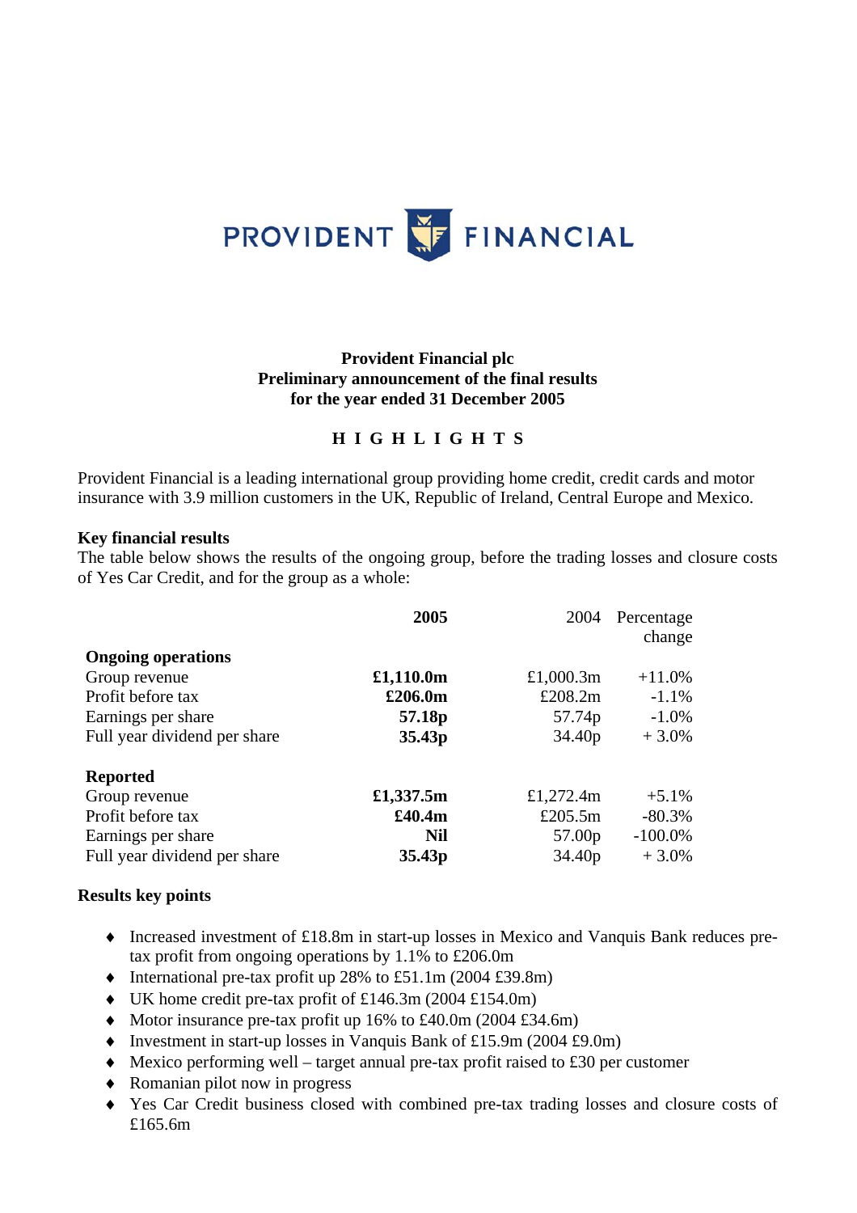PROVIDENT FINANCIAL

**Provident Financial plc**
**Preliminary announcement of the final results**
**for the year ended 31 December 2005**

## H I G H L I G H T S

Provident Financial is a leading international group providing home credit, credit cards and motor insurance with 3.9 million customers in the UK, Republic of Ireland, Central Europe and Mexico.

**Key financial results**

The table below shows the results of the ongoing group, before the trading losses and closure costs of Yes Car Credit, and for the group as a whole:

| | **2005** | 2004 | Percentage change |
|---|---|---|---|
| **Ongoing operations** | | | |
| Group revenue | **£1,110.0m** | £1,000.3m | +11.0% |
| Profit before tax | **£206.0m** | £208.2m | -1.1% |
| Earnings per share | **57.18p** | 57.74p | -1.0% |
| Full year dividend per share | **35.43p** | 34.40p | + 3.0% |
| **Reported** | | | |
| Group revenue | **£1,337.5m** | £1,272.4m | +5.1% |
| Profit before tax | **£40.4m** | £205.5m | -80.3% |
| Earnings per share | **Nil** | 57.00p | -100.0% |
| Full year dividend per share | **35.43p** | 34.40p | + 3.0% |

**Results key points**

- Increased investment of £18.8m in start-up losses in Mexico and Vanquis Bank reduces pre-tax profit from ongoing operations by 1.1% to £206.0m
- International pre-tax profit up 28% to £51.1m (2004 £39.8m)
- UK home credit pre-tax profit of £146.3m (2004 £154.0m)
- Motor insurance pre-tax profit up 16% to £40.0m (2004 £34.6m)
- Investment in start-up losses in Vanquis Bank of £15.9m (2004 £9.0m)
- Mexico performing well – target annual pre-tax profit raised to £30 per customer
- Romanian pilot now in progress
- Yes Car Credit business closed with combined pre-tax trading losses and closure costs of £165.6m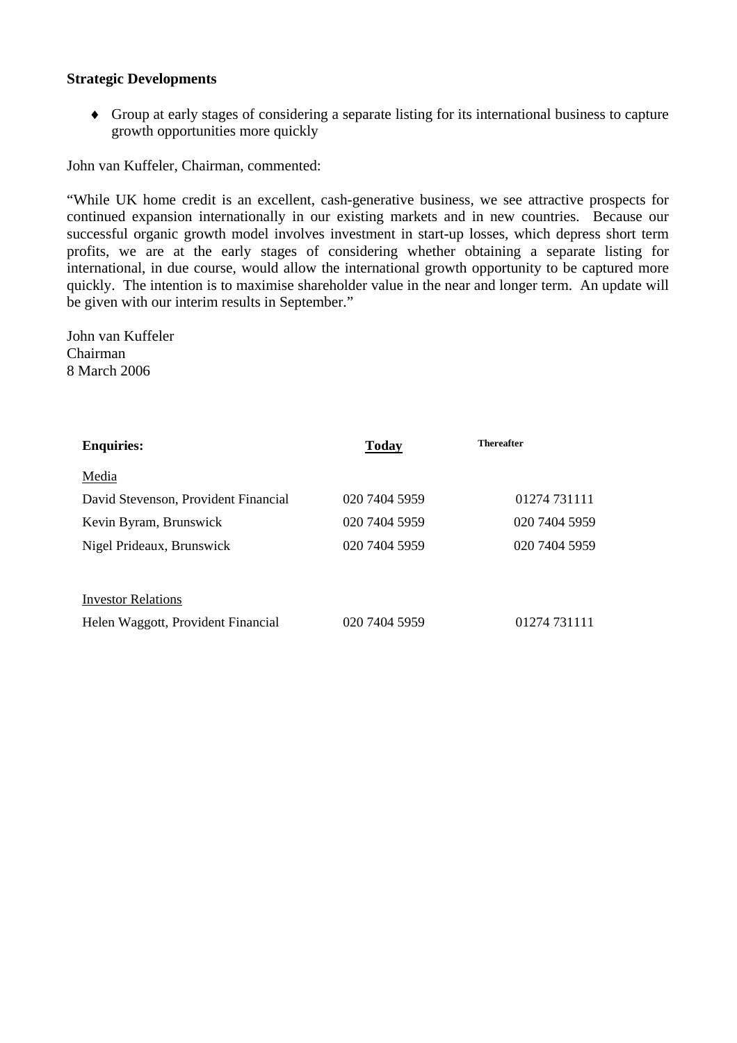**Strategic Developments**

- Group at early stages of considering a separate listing for its international business to capture growth opportunities more quickly

John van Kuffeler, Chairman, commented:

"While UK home credit is an excellent, cash-generative business, we see attractive prospects for continued expansion internationally in our existing markets and in new countries. Because our successful organic growth model involves investment in start-up losses, which depress short term profits, we are at the early stages of considering whether obtaining a separate listing for international, in due course, would allow the international growth opportunity to be captured more quickly. The intention is to maximise shareholder value in the near and longer term. An update will be given with our interim results in September."

John van Kuffeler
Chairman
8 March 2006

| **Enquiries:** | **Today** | **Thereafter** |
| --- | --- | --- |
| Media | | |
| David Stevenson, Provident Financial | 020 7404 5959 | 01274 731111 |
| Kevin Byram, Brunswick | 020 7404 5959 | 020 7404 5959 |
| Nigel Prideaux, Brunswick | 020 7404 5959 | 020 7404 5959 |
| | | |
| Investor Relations | | |
| Helen Waggott, Provident Financial | 020 7404 5959 | 01274 731111 |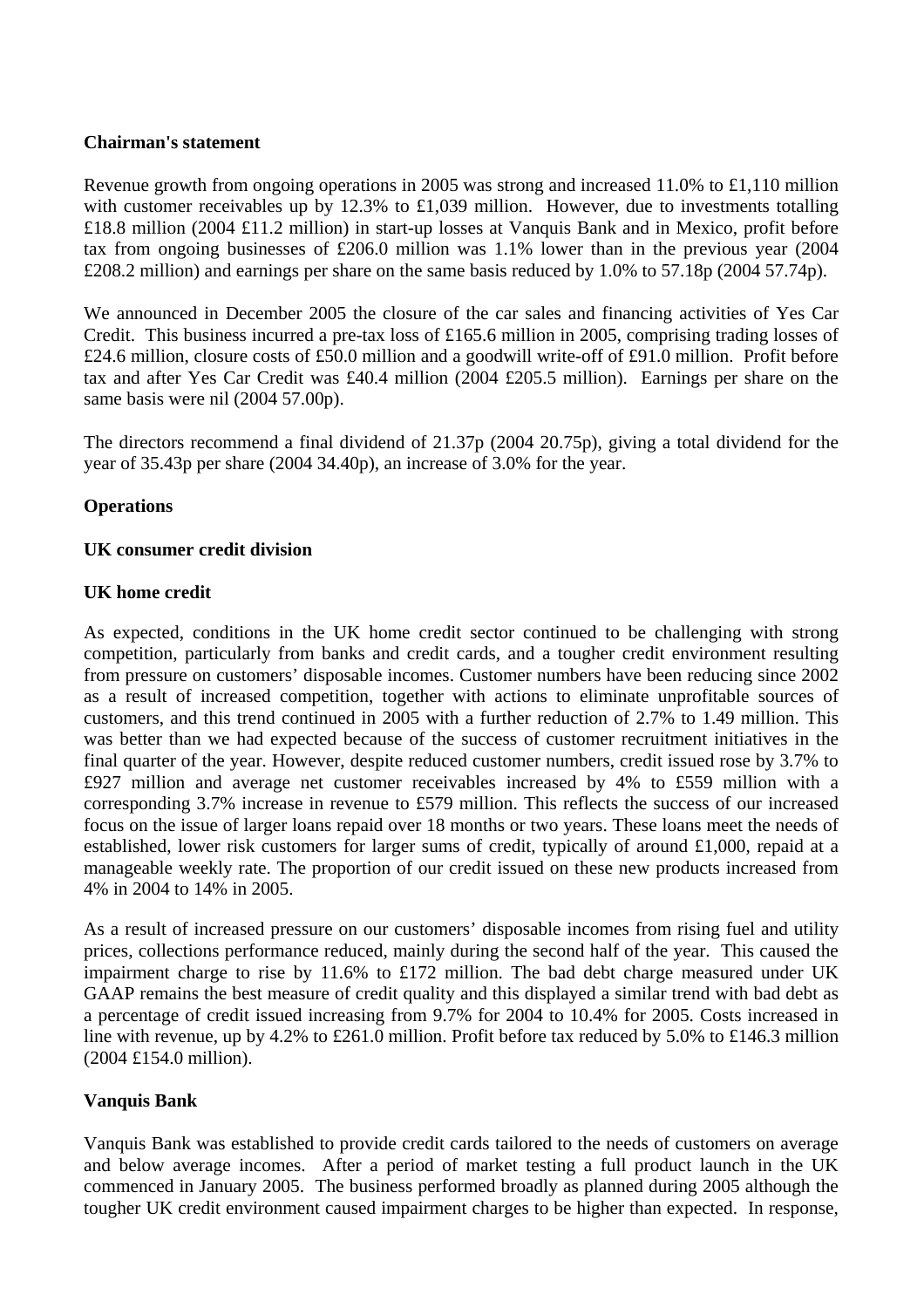**Chairman's statement**

Revenue growth from ongoing operations in 2005 was strong and increased 11.0% to £1,110 million with customer receivables up by 12.3% to £1,039 million. However, due to investments totalling £18.8 million (2004 £11.2 million) in start-up losses at Vanquis Bank and in Mexico, profit before tax from ongoing businesses of £206.0 million was 1.1% lower than in the previous year (2004 £208.2 million) and earnings per share on the same basis reduced by 1.0% to 57.18p (2004 57.74p).

We announced in December 2005 the closure of the car sales and financing activities of Yes Car Credit. This business incurred a pre-tax loss of £165.6 million in 2005, comprising trading losses of £24.6 million, closure costs of £50.0 million and a goodwill write-off of £91.0 million. Profit before tax and after Yes Car Credit was £40.4 million (2004 £205.5 million). Earnings per share on the same basis were nil (2004 57.00p).

The directors recommend a final dividend of 21.37p (2004 20.75p), giving a total dividend for the year of 35.43p per share (2004 34.40p), an increase of 3.0% for the year.

**Operations**

**UK consumer credit division**

**UK home credit**

As expected, conditions in the UK home credit sector continued to be challenging with strong competition, particularly from banks and credit cards, and a tougher credit environment resulting from pressure on customers' disposable incomes. Customer numbers have been reducing since 2002 as a result of increased competition, together with actions to eliminate unprofitable sources of customers, and this trend continued in 2005 with a further reduction of 2.7% to 1.49 million. This was better than we had expected because of the success of customer recruitment initiatives in the final quarter of the year. However, despite reduced customer numbers, credit issued rose by 3.7% to £927 million and average net customer receivables increased by 4% to £559 million with a corresponding 3.7% increase in revenue to £579 million. This reflects the success of our increased focus on the issue of larger loans repaid over 18 months or two years. These loans meet the needs of established, lower risk customers for larger sums of credit, typically of around £1,000, repaid at a manageable weekly rate. The proportion of our credit issued on these new products increased from 4% in 2004 to 14% in 2005.

As a result of increased pressure on our customers' disposable incomes from rising fuel and utility prices, collections performance reduced, mainly during the second half of the year. This caused the impairment charge to rise by 11.6% to £172 million. The bad debt charge measured under UK GAAP remains the best measure of credit quality and this displayed a similar trend with bad debt as a percentage of credit issued increasing from 9.7% for 2004 to 10.4% for 2005. Costs increased in line with revenue, up by 4.2% to £261.0 million. Profit before tax reduced by 5.0% to £146.3 million (2004 £154.0 million).

**Vanquis Bank**

Vanquis Bank was established to provide credit cards tailored to the needs of customers on average and below average incomes. After a period of market testing a full product launch in the UK commenced in January 2005. The business performed broadly as planned during 2005 although the tougher UK credit environment caused impairment charges to be higher than expected. In response,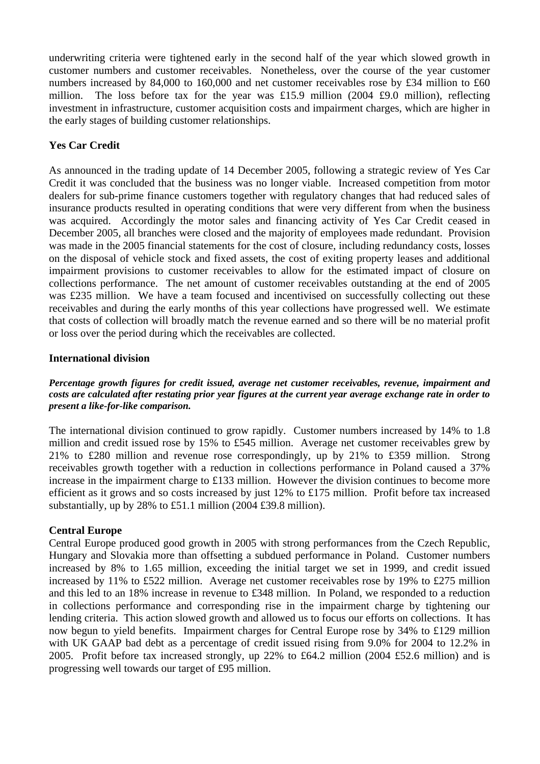underwriting criteria were tightened early in the second half of the year which slowed growth in customer numbers and customer receivables. Nonetheless, over the course of the year customer numbers increased by 84,000 to 160,000 and net customer receivables rose by £34 million to £60 million. The loss before tax for the year was £15.9 million (2004 £9.0 million), reflecting investment in infrastructure, customer acquisition costs and impairment charges, which are higher in the early stages of building customer relationships.

**Yes Car Credit**

As announced in the trading update of 14 December 2005, following a strategic review of Yes Car Credit it was concluded that the business was no longer viable. Increased competition from motor dealers for sub-prime finance customers together with regulatory changes that had reduced sales of insurance products resulted in operating conditions that were very different from when the business was acquired. Accordingly the motor sales and financing activity of Yes Car Credit ceased in December 2005, all branches were closed and the majority of employees made redundant. Provision was made in the 2005 financial statements for the cost of closure, including redundancy costs, losses on the disposal of vehicle stock and fixed assets, the cost of exiting property leases and additional impairment provisions to customer receivables to allow for the estimated impact of closure on collections performance. The net amount of customer receivables outstanding at the end of 2005 was £235 million. We have a team focused and incentivised on successfully collecting out these receivables and during the early months of this year collections have progressed well. We estimate that costs of collection will broadly match the revenue earned and so there will be no material profit or loss over the period during which the receivables are collected.

**International division**

***Percentage growth figures for credit issued, average net customer receivables, revenue, impairment and costs are calculated after restating prior year figures at the current year average exchange rate in order to present a like-for-like comparison.***

The international division continued to grow rapidly. Customer numbers increased by 14% to 1.8 million and credit issued rose by 15% to £545 million. Average net customer receivables grew by 21% to £280 million and revenue rose correspondingly, up by 21% to £359 million. Strong receivables growth together with a reduction in collections performance in Poland caused a 37% increase in the impairment charge to £133 million. However the division continues to become more efficient as it grows and so costs increased by just 12% to £175 million. Profit before tax increased substantially, up by 28% to £51.1 million (2004 £39.8 million).

**Central Europe**

Central Europe produced good growth in 2005 with strong performances from the Czech Republic, Hungary and Slovakia more than offsetting a subdued performance in Poland. Customer numbers increased by 8% to 1.65 million, exceeding the initial target we set in 1999, and credit issued increased by 11% to £522 million. Average net customer receivables rose by 19% to £275 million and this led to an 18% increase in revenue to £348 million. In Poland, we responded to a reduction in collections performance and corresponding rise in the impairment charge by tightening our lending criteria. This action slowed growth and allowed us to focus our efforts on collections. It has now begun to yield benefits. Impairment charges for Central Europe rose by 34% to £129 million with UK GAAP bad debt as a percentage of credit issued rising from 9.0% for 2004 to 12.2% in 2005. Profit before tax increased strongly, up 22% to £64.2 million (2004 £52.6 million) and is progressing well towards our target of £95 million.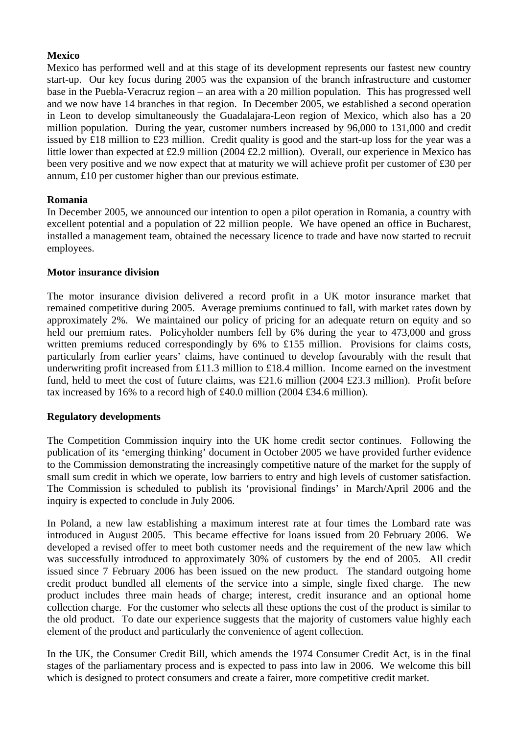**Mexico**

Mexico has performed well and at this stage of its development represents our fastest new country start-up. Our key focus during 2005 was the expansion of the branch infrastructure and customer base in the Puebla-Veracruz region – an area with a 20 million population. This has progressed well and we now have 14 branches in that region. In December 2005, we established a second operation in Leon to develop simultaneously the Guadalajara-Leon region of Mexico, which also has a 20 million population. During the year, customer numbers increased by 96,000 to 131,000 and credit issued by £18 million to £23 million. Credit quality is good and the start-up loss for the year was a little lower than expected at £2.9 million (2004 £2.2 million). Overall, our experience in Mexico has been very positive and we now expect that at maturity we will achieve profit per customer of £30 per annum, £10 per customer higher than our previous estimate.

**Romania**

In December 2005, we announced our intention to open a pilot operation in Romania, a country with excellent potential and a population of 22 million people. We have opened an office in Bucharest, installed a management team, obtained the necessary licence to trade and have now started to recruit employees.

**Motor insurance division**

The motor insurance division delivered a record profit in a UK motor insurance market that remained competitive during 2005. Average premiums continued to fall, with market rates down by approximately 2%. We maintained our policy of pricing for an adequate return on equity and so held our premium rates. Policyholder numbers fell by 6% during the year to 473,000 and gross written premiums reduced correspondingly by 6% to £155 million. Provisions for claims costs, particularly from earlier years' claims, have continued to develop favourably with the result that underwriting profit increased from £11.3 million to £18.4 million. Income earned on the investment fund, held to meet the cost of future claims, was £21.6 million (2004 £23.3 million). Profit before tax increased by 16% to a record high of £40.0 million (2004 £34.6 million).

**Regulatory developments**

The Competition Commission inquiry into the UK home credit sector continues. Following the publication of its 'emerging thinking' document in October 2005 we have provided further evidence to the Commission demonstrating the increasingly competitive nature of the market for the supply of small sum credit in which we operate, low barriers to entry and high levels of customer satisfaction. The Commission is scheduled to publish its 'provisional findings' in March/April 2006 and the inquiry is expected to conclude in July 2006.

In Poland, a new law establishing a maximum interest rate at four times the Lombard rate was introduced in August 2005. This became effective for loans issued from 20 February 2006. We developed a revised offer to meet both customer needs and the requirement of the new law which was successfully introduced to approximately 30% of customers by the end of 2005. All credit issued since 7 February 2006 has been issued on the new product. The standard outgoing home credit product bundled all elements of the service into a simple, single fixed charge. The new product includes three main heads of charge; interest, credit insurance and an optional home collection charge. For the customer who selects all these options the cost of the product is similar to the old product. To date our experience suggests that the majority of customers value highly each element of the product and particularly the convenience of agent collection.

In the UK, the Consumer Credit Bill, which amends the 1974 Consumer Credit Act, is in the final stages of the parliamentary process and is expected to pass into law in 2006. We welcome this bill which is designed to protect consumers and create a fairer, more competitive credit market.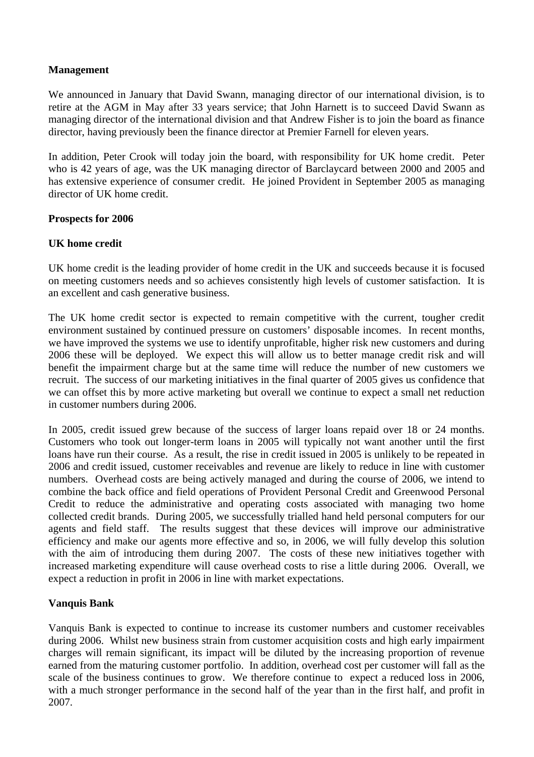**Management**

We announced in January that David Swann, managing director of our international division, is to retire at the AGM in May after 33 years service; that John Harnett is to succeed David Swann as managing director of the international division and that Andrew Fisher is to join the board as finance director, having previously been the finance director at Premier Farnell for eleven years.

In addition, Peter Crook will today join the board, with responsibility for UK home credit. Peter who is 42 years of age, was the UK managing director of Barclaycard between 2000 and 2005 and has extensive experience of consumer credit. He joined Provident in September 2005 as managing director of UK home credit.

**Prospects for 2006**

**UK home credit**

UK home credit is the leading provider of home credit in the UK and succeeds because it is focused on meeting customers needs and so achieves consistently high levels of customer satisfaction. It is an excellent and cash generative business.

The UK home credit sector is expected to remain competitive with the current, tougher credit environment sustained by continued pressure on customers' disposable incomes. In recent months, we have improved the systems we use to identify unprofitable, higher risk new customers and during 2006 these will be deployed. We expect this will allow us to better manage credit risk and will benefit the impairment charge but at the same time will reduce the number of new customers we recruit. The success of our marketing initiatives in the final quarter of 2005 gives us confidence that we can offset this by more active marketing but overall we continue to expect a small net reduction in customer numbers during 2006.

In 2005, credit issued grew because of the success of larger loans repaid over 18 or 24 months. Customers who took out longer-term loans in 2005 will typically not want another until the first loans have run their course. As a result, the rise in credit issued in 2005 is unlikely to be repeated in 2006 and credit issued, customer receivables and revenue are likely to reduce in line with customer numbers. Overhead costs are being actively managed and during the course of 2006, we intend to combine the back office and field operations of Provident Personal Credit and Greenwood Personal Credit to reduce the administrative and operating costs associated with managing two home collected credit brands. During 2005, we successfully trialled hand held personal computers for our agents and field staff. The results suggest that these devices will improve our administrative efficiency and make our agents more effective and so, in 2006, we will fully develop this solution with the aim of introducing them during 2007. The costs of these new initiatives together with increased marketing expenditure will cause overhead costs to rise a little during 2006. Overall, we expect a reduction in profit in 2006 in line with market expectations.

**Vanquis Bank**

Vanquis Bank is expected to continue to increase its customer numbers and customer receivables during 2006. Whilst new business strain from customer acquisition costs and high early impairment charges will remain significant, its impact will be diluted by the increasing proportion of revenue earned from the maturing customer portfolio. In addition, overhead cost per customer will fall as the scale of the business continues to grow. We therefore continue to expect a reduced loss in 2006, with a much stronger performance in the second half of the year than in the first half, and profit in 2007.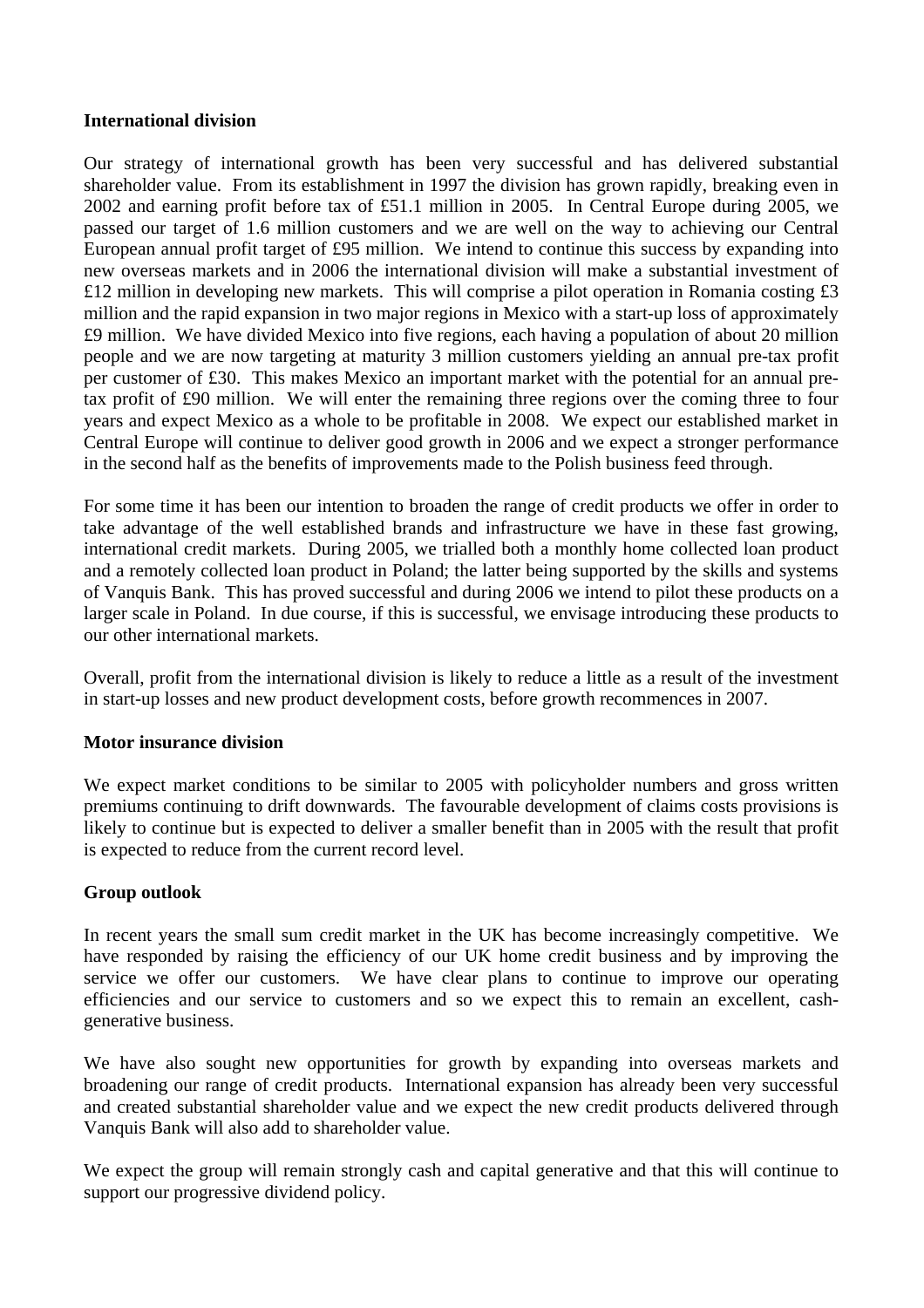**International division**

Our strategy of international growth has been very successful and has delivered substantial shareholder value. From its establishment in 1997 the division has grown rapidly, breaking even in 2002 and earning profit before tax of £51.1 million in 2005. In Central Europe during 2005, we passed our target of 1.6 million customers and we are well on the way to achieving our Central European annual profit target of £95 million. We intend to continue this success by expanding into new overseas markets and in 2006 the international division will make a substantial investment of £12 million in developing new markets. This will comprise a pilot operation in Romania costing £3 million and the rapid expansion in two major regions in Mexico with a start-up loss of approximately £9 million. We have divided Mexico into five regions, each having a population of about 20 million people and we are now targeting at maturity 3 million customers yielding an annual pre-tax profit per customer of £30. This makes Mexico an important market with the potential for an annual pre-tax profit of £90 million. We will enter the remaining three regions over the coming three to four years and expect Mexico as a whole to be profitable in 2008. We expect our established market in Central Europe will continue to deliver good growth in 2006 and we expect a stronger performance in the second half as the benefits of improvements made to the Polish business feed through.

For some time it has been our intention to broaden the range of credit products we offer in order to take advantage of the well established brands and infrastructure we have in these fast growing, international credit markets. During 2005, we trialled both a monthly home collected loan product and a remotely collected loan product in Poland; the latter being supported by the skills and systems of Vanquis Bank. This has proved successful and during 2006 we intend to pilot these products on a larger scale in Poland. In due course, if this is successful, we envisage introducing these products to our other international markets.

Overall, profit from the international division is likely to reduce a little as a result of the investment in start-up losses and new product development costs, before growth recommences in 2007.

**Motor insurance division**

We expect market conditions to be similar to 2005 with policyholder numbers and gross written premiums continuing to drift downwards. The favourable development of claims costs provisions is likely to continue but is expected to deliver a smaller benefit than in 2005 with the result that profit is expected to reduce from the current record level.

**Group outlook**

In recent years the small sum credit market in the UK has become increasingly competitive. We have responded by raising the efficiency of our UK home credit business and by improving the service we offer our customers. We have clear plans to continue to improve our operating efficiencies and our service to customers and so we expect this to remain an excellent, cash-generative business.

We have also sought new opportunities for growth by expanding into overseas markets and broadening our range of credit products. International expansion has already been very successful and created substantial shareholder value and we expect the new credit products delivered through Vanquis Bank will also add to shareholder value.

We expect the group will remain strongly cash and capital generative and that this will continue to support our progressive dividend policy.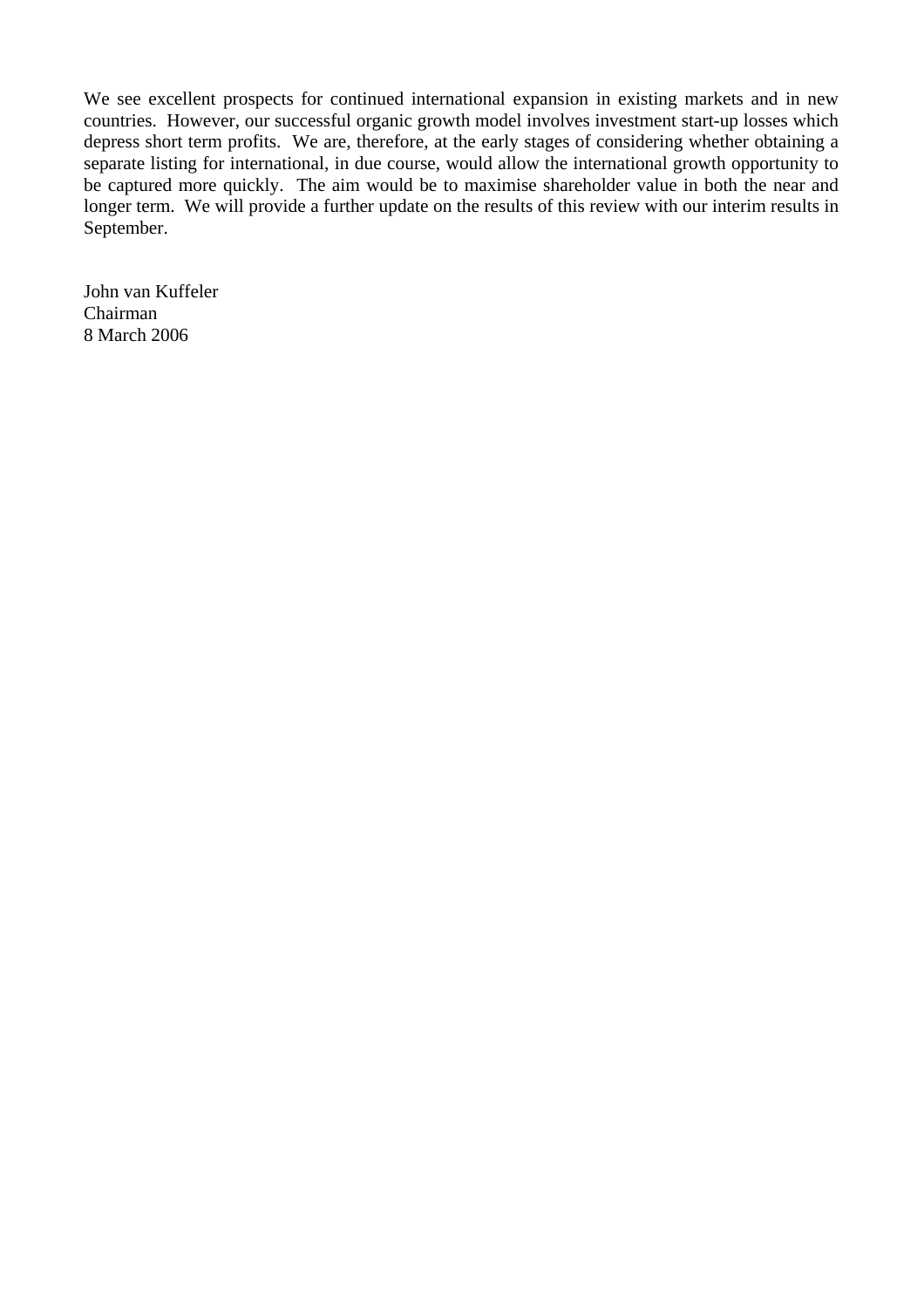We see excellent prospects for continued international expansion in existing markets and in new countries. However, our successful organic growth model involves investment start-up losses which depress short term profits. We are, therefore, at the early stages of considering whether obtaining a separate listing for international, in due course, would allow the international growth opportunity to be captured more quickly. The aim would be to maximise shareholder value in both the near and longer term. We will provide a further update on the results of this review with our interim results in September.

John van Kuffeler  
Chairman  
8 March 2006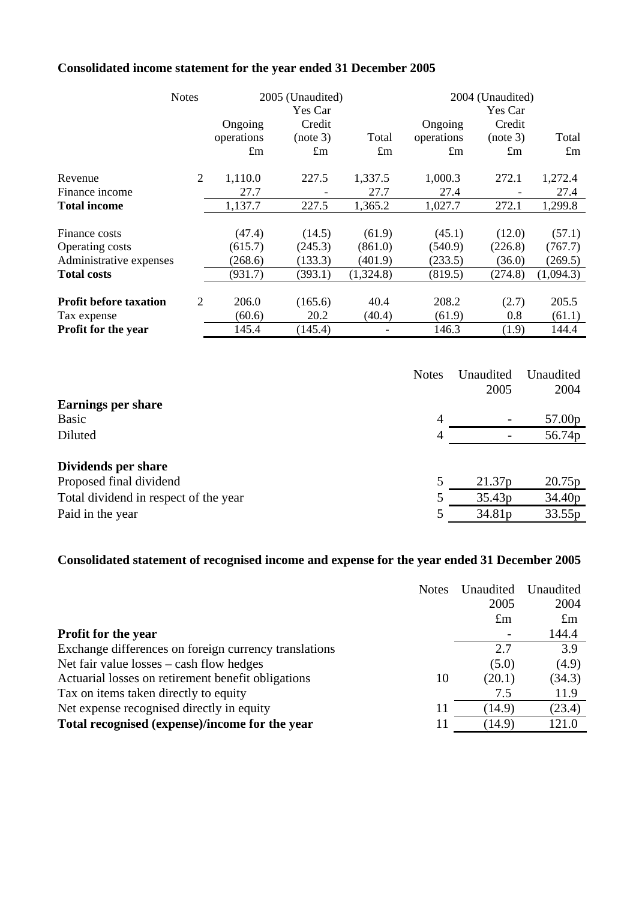## Consolidated income statement for the year ended 31 December 2005

| | Notes | 2005 (Unaudited) | | | 2004 (Unaudited) | | |
|---|---|---|---|---|---|---|---|
| | | Ongoing operations | Yes Car Credit (note 3) | Total | Ongoing operations | Yes Car Credit (note 3) | Total |
| | | £m | £m | £m | £m | £m | £m |
| Revenue | 2 | 1,110.0 | 227.5 | 1,337.5 | 1,000.3 | 272.1 | 1,272.4 |
| Finance income | | 27.7 | - | 27.7 | 27.4 | - | 27.4 |
| **Total income** | | 1,137.7 | 227.5 | 1,365.2 | 1,027.7 | 272.1 | 1,299.8 |
| Finance costs | | (47.4) | (14.5) | (61.9) | (45.1) | (12.0) | (57.1) |
| Operating costs | | (615.7) | (245.3) | (861.0) | (540.9) | (226.8) | (767.7) |
| Administrative expenses | | (268.6) | (133.3) | (401.9) | (233.5) | (36.0) | (269.5) |
| **Total costs** | | (931.7) | (393.1) | (1,324.8) | (819.5) | (274.8) | (1,094.3) |
| **Profit before taxation** | 2 | 206.0 | (165.6) | 40.4 | 208.2 | (2.7) | 205.5 |
| Tax expense | | (60.6) | 20.2 | (40.4) | (61.9) | 0.8 | (61.1) |
| **Profit for the year** | | 145.4 | (145.4) | - | 146.3 | (1.9) | 144.4 |

| | Notes | Unaudited 2005 | Unaudited 2004 |
|---|---|---|---|
| **Earnings per share** | | | |
| Basic | 4 | - | 57.00p |
| Diluted | 4 | - | 56.74p |
| **Dividends per share** | | | |
| Proposed final dividend | 5 | 21.37p | 20.75p |
| Total dividend in respect of the year | 5 | 35.43p | 34.40p |
| Paid in the year | 5 | 34.81p | 33.55p |

## Consolidated statement of recognised income and expense for the year ended 31 December 2005

| | Notes | Unaudited 2005 £m | Unaudited 2004 £m |
|---|---|---|---|
| **Profit for the year** | | - | 144.4 |
| Exchange differences on foreign currency translations | | 2.7 | 3.9 |
| Net fair value losses – cash flow hedges | | (5.0) | (4.9) |
| Actuarial losses on retirement benefit obligations | 10 | (20.1) | (34.3) |
| Tax on items taken directly to equity | | 7.5 | 11.9 |
| Net expense recognised directly in equity | 11 | (14.9) | (23.4) |
| **Total recognised (expense)/income for the year** | 11 | (14.9) | 121.0 |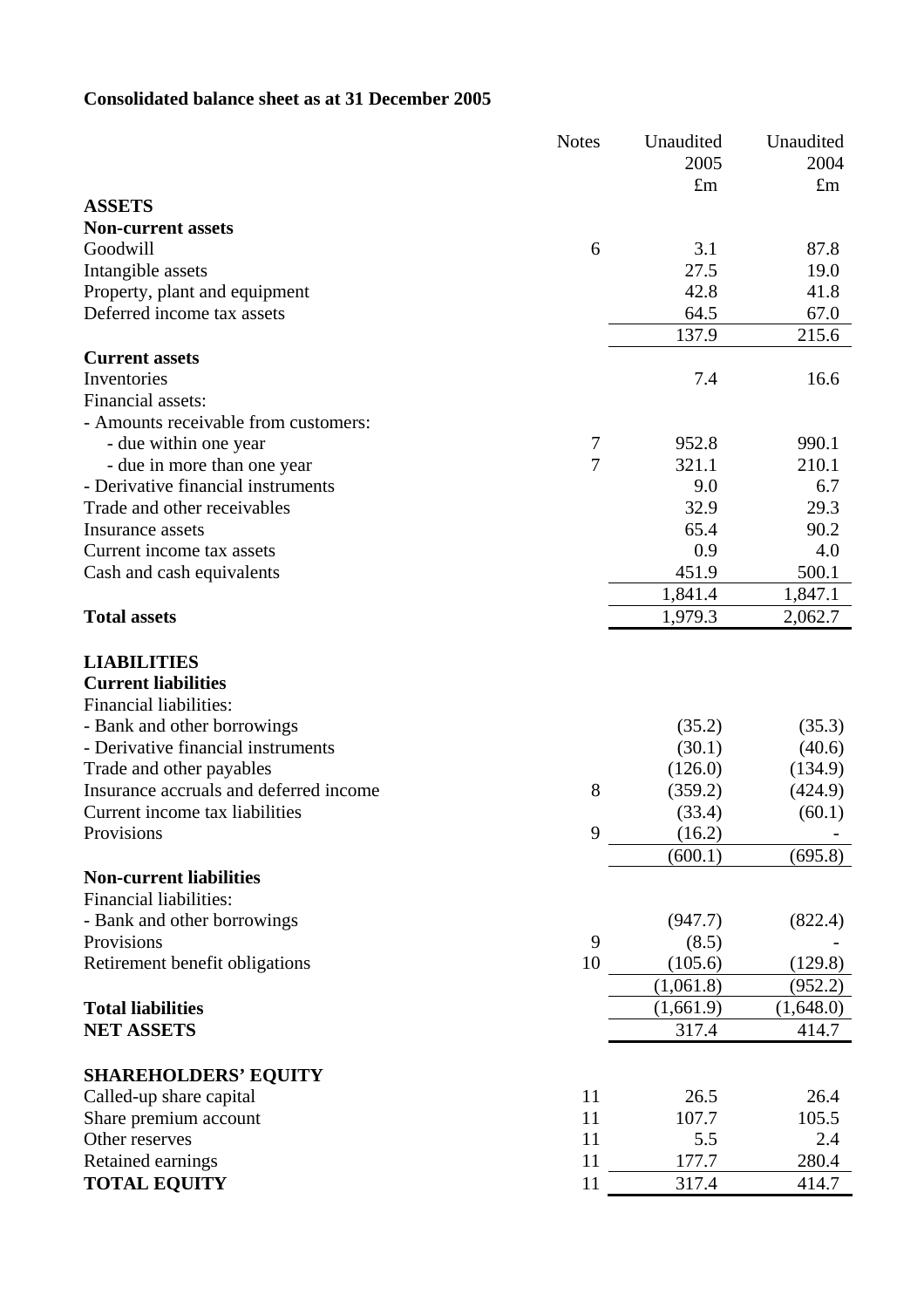**Consolidated balance sheet as at 31 December 2005**

| | Notes | Unaudited 2005 £m | Unaudited 2004 £m |
|---|---|---|---|
| **ASSETS** | | | |
| **Non-current assets** | | | |
| Goodwill | 6 | 3.1 | 87.8 |
| Intangible assets | | 27.5 | 19.0 |
| Property, plant and equipment | | 42.8 | 41.8 |
| Deferred income tax assets | | 64.5 | 67.0 |
| | | 137.9 | 215.6 |
| **Current assets** | | | |
| Inventories | | 7.4 | 16.6 |
| Financial assets: | | | |
| - Amounts receivable from customers: | | | |
| - due within one year | 7 | 952.8 | 990.1 |
| - due in more than one year | 7 | 321.1 | 210.1 |
| - Derivative financial instruments | | 9.0 | 6.7 |
| Trade and other receivables | | 32.9 | 29.3 |
| Insurance assets | | 65.4 | 90.2 |
| Current income tax assets | | 0.9 | 4.0 |
| Cash and cash equivalents | | 451.9 | 500.1 |
| | | 1,841.4 | 1,847.1 |
| **Total assets** | | 1,979.3 | 2,062.7 |
| **LIABILITIES** | | | |
| **Current liabilities** | | | |
| Financial liabilities: | | | |
| - Bank and other borrowings | | (35.2) | (35.3) |
| - Derivative financial instruments | | (30.1) | (40.6) |
| Trade and other payables | | (126.0) | (134.9) |
| Insurance accruals and deferred income | 8 | (359.2) | (424.9) |
| Current income tax liabilities | | (33.4) | (60.1) |
| Provisions | 9 | (16.2) | - |
| | | (600.1) | (695.8) |
| **Non-current liabilities** | | | |
| Financial liabilities: | | | |
| - Bank and other borrowings | | (947.7) | (822.4) |
| Provisions | 9 | (8.5) | - |
| Retirement benefit obligations | 10 | (105.6) | (129.8) |
| | | (1,061.8) | (952.2) |
| **Total liabilities** | | (1,661.9) | (1,648.0) |
| **NET ASSETS** | | 317.4 | 414.7 |
| **SHAREHOLDERS' EQUITY** | | | |
| Called-up share capital | 11 | 26.5 | 26.4 |
| Share premium account | 11 | 107.7 | 105.5 |
| Other reserves | 11 | 5.5 | 2.4 |
| Retained earnings | 11 | 177.7 | 280.4 |
| **TOTAL EQUITY** | 11 | 317.4 | 414.7 |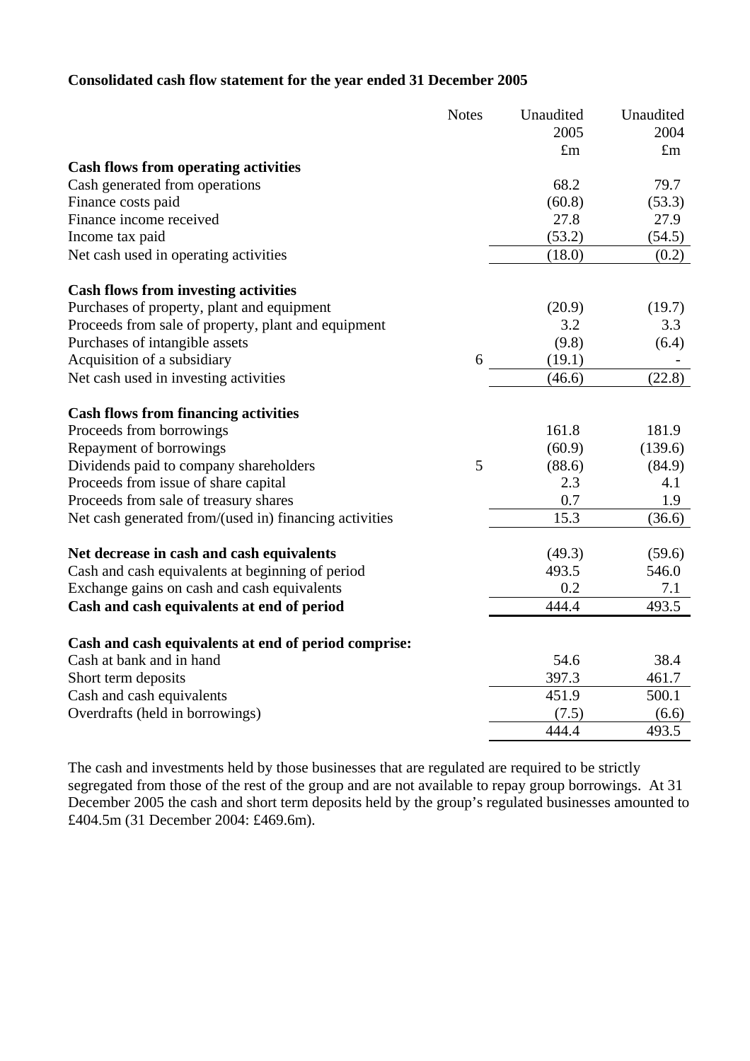**Consolidated cash flow statement for the year ended 31 December 2005**

| | Notes | Unaudited 2005 £m | Unaudited 2004 £m |
|---|---|---|---|
| **Cash flows from operating activities** | | | |
| Cash generated from operations | | 68.2 | 79.7 |
| Finance costs paid | | (60.8) | (53.3) |
| Finance income received | | 27.8 | 27.9 |
| Income tax paid | | (53.2) | (54.5) |
| Net cash used in operating activities | | (18.0) | (0.2) |
| | | | |
| **Cash flows from investing activities** | | | |
| Purchases of property, plant and equipment | | (20.9) | (19.7) |
| Proceeds from sale of property, plant and equipment | | 3.2 | 3.3 |
| Purchases of intangible assets | | (9.8) | (6.4) |
| Acquisition of a subsidiary | 6 | (19.1) | - |
| Net cash used in investing activities | | (46.6) | (22.8) |
| | | | |
| **Cash flows from financing activities** | | | |
| Proceeds from borrowings | | 161.8 | 181.9 |
| Repayment of borrowings | | (60.9) | (139.6) |
| Dividends paid to company shareholders | 5 | (88.6) | (84.9) |
| Proceeds from issue of share capital | | 2.3 | 4.1 |
| Proceeds from sale of treasury shares | | 0.7 | 1.9 |
| Net cash generated from/(used in) financing activities | | 15.3 | (36.6) |
| | | | |
| **Net decrease in cash and cash equivalents** | | (49.3) | (59.6) |
| Cash and cash equivalents at beginning of period | | 493.5 | 546.0 |
| Exchange gains on cash and cash equivalents | | 0.2 | 7.1 |
| **Cash and cash equivalents at end of period** | | 444.4 | 493.5 |
| | | | |
| **Cash and cash equivalents at end of period comprise:** | | | |
| Cash at bank and in hand | | 54.6 | 38.4 |
| Short term deposits | | 397.3 | 461.7 |
| Cash and cash equivalents | | 451.9 | 500.1 |
| Overdrafts (held in borrowings) | | (7.5) | (6.6) |
| | | 444.4 | 493.5 |

The cash and investments held by those businesses that are regulated are required to be strictly segregated from those of the rest of the group and are not available to repay group borrowings. At 31 December 2005 the cash and short term deposits held by the group's regulated businesses amounted to £404.5m (31 December 2004: £469.6m).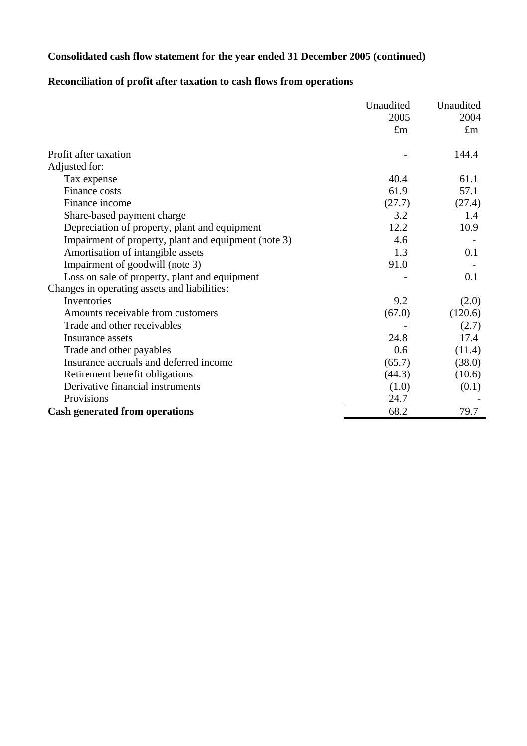**Consolidated cash flow statement for the year ended 31 December 2005 (continued)**

**Reconciliation of profit after taxation to cash flows from operations**

| | Unaudited 2005 £m | Unaudited 2004 £m |
|---|---|---|
| Profit after taxation | - | 144.4 |
| Adjusted for: | | |
| Tax expense | 40.4 | 61.1 |
| Finance costs | 61.9 | 57.1 |
| Finance income | (27.7) | (27.4) |
| Share-based payment charge | 3.2 | 1.4 |
| Depreciation of property, plant and equipment | 12.2 | 10.9 |
| Impairment of property, plant and equipment (note 3) | 4.6 | - |
| Amortisation of intangible assets | 1.3 | 0.1 |
| Impairment of goodwill (note 3) | 91.0 | - |
| Loss on sale of property, plant and equipment | - | 0.1 |
| Changes in operating assets and liabilities: | | |
| Inventories | 9.2 | (2.0) |
| Amounts receivable from customers | (67.0) | (120.6) |
| Trade and other receivables | - | (2.7) |
| Insurance assets | 24.8 | 17.4 |
| Trade and other payables | 0.6 | (11.4) |
| Insurance accruals and deferred income | (65.7) | (38.0) |
| Retirement benefit obligations | (44.3) | (10.6) |
| Derivative financial instruments | (1.0) | (0.1) |
| Provisions | 24.7 | - |
| **Cash generated from operations** | 68.2 | 79.7 |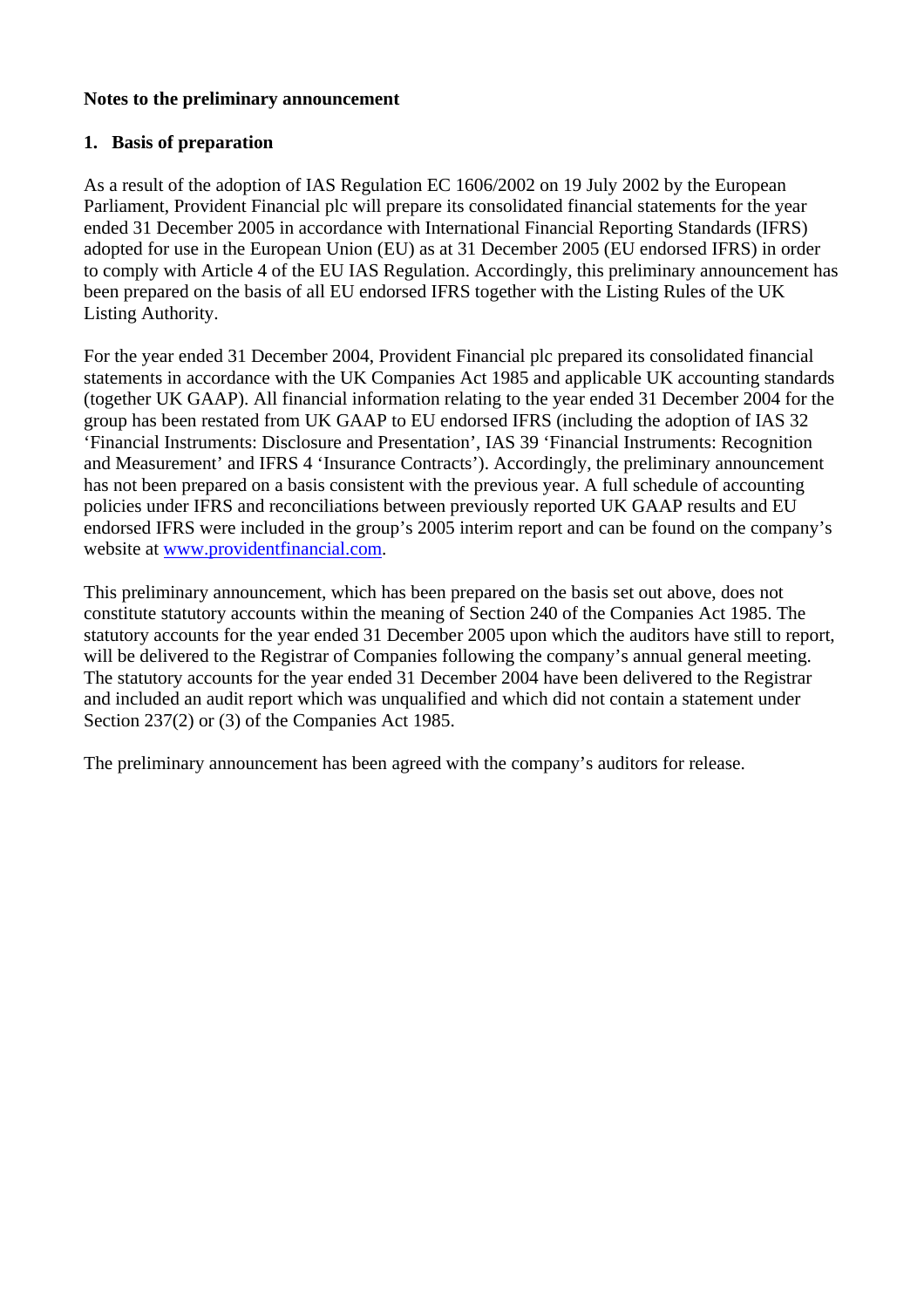**Notes to the preliminary announcement**

**1. Basis of preparation**

As a result of the adoption of IAS Regulation EC 1606/2002 on 19 July 2002 by the European Parliament, Provident Financial plc will prepare its consolidated financial statements for the year ended 31 December 2005 in accordance with International Financial Reporting Standards (IFRS) adopted for use in the European Union (EU) as at 31 December 2005 (EU endorsed IFRS) in order to comply with Article 4 of the EU IAS Regulation. Accordingly, this preliminary announcement has been prepared on the basis of all EU endorsed IFRS together with the Listing Rules of the UK Listing Authority.

For the year ended 31 December 2004, Provident Financial plc prepared its consolidated financial statements in accordance with the UK Companies Act 1985 and applicable UK accounting standards (together UK GAAP). All financial information relating to the year ended 31 December 2004 for the group has been restated from UK GAAP to EU endorsed IFRS (including the adoption of IAS 32 'Financial Instruments: Disclosure and Presentation', IAS 39 'Financial Instruments: Recognition and Measurement' and IFRS 4 'Insurance Contracts'). Accordingly, the preliminary announcement has not been prepared on a basis consistent with the previous year. A full schedule of accounting policies under IFRS and reconciliations between previously reported UK GAAP results and EU endorsed IFRS were included in the group's 2005 interim report and can be found on the company's website at www.providentfinancial.com.

This preliminary announcement, which has been prepared on the basis set out above, does not constitute statutory accounts within the meaning of Section 240 of the Companies Act 1985. The statutory accounts for the year ended 31 December 2005 upon which the auditors have still to report, will be delivered to the Registrar of Companies following the company's annual general meeting. The statutory accounts for the year ended 31 December 2004 have been delivered to the Registrar and included an audit report which was unqualified and which did not contain a statement under Section 237(2) or (3) of the Companies Act 1985.

The preliminary announcement has been agreed with the company's auditors for release.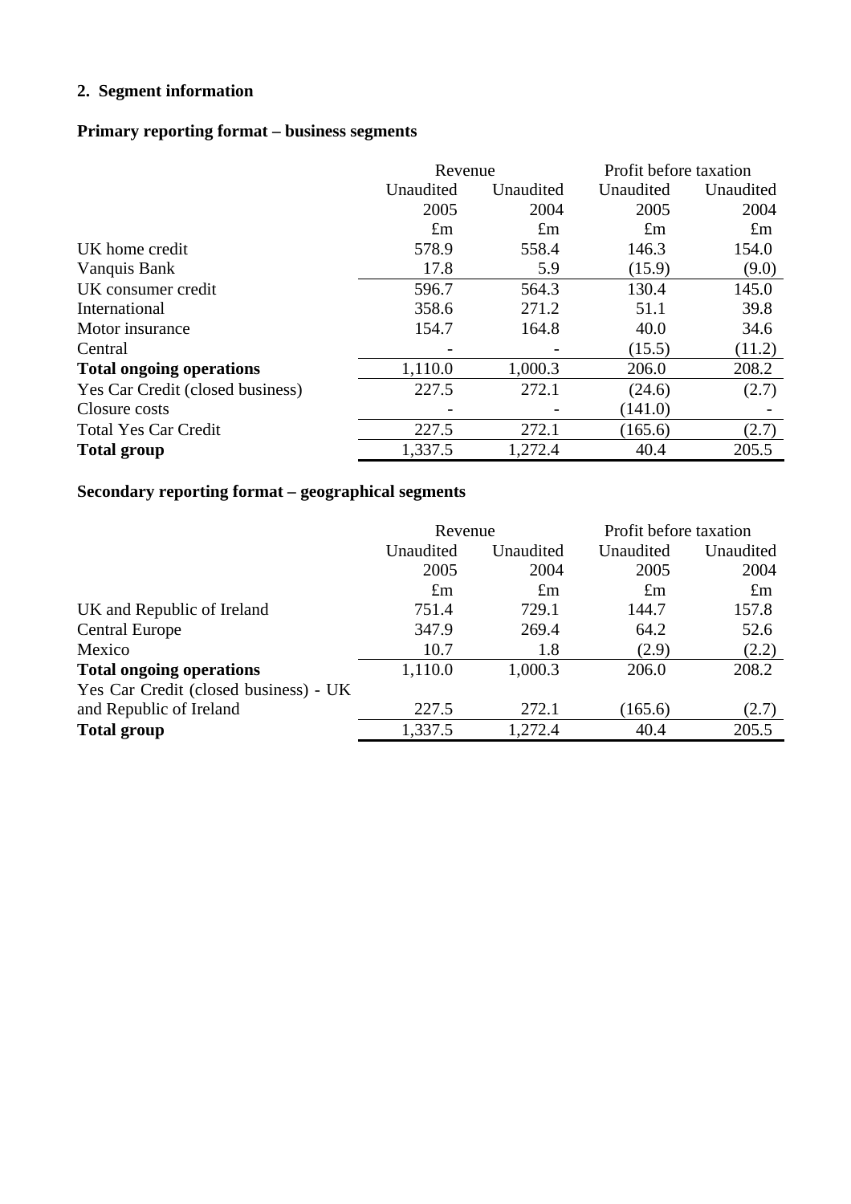## 2. Segment information

### Primary reporting format – business segments

| | Revenue | | Profit before taxation | |
|---|---|---|---|---|
| | Unaudited 2005 | Unaudited 2004 | Unaudited 2005 | Unaudited 2004 |
| | £m | £m | £m | £m |
| UK home credit | 578.9 | 558.4 | 146.3 | 154.0 |
| Vanquis Bank | 17.8 | 5.9 | (15.9) | (9.0) |
| UK consumer credit | 596.7 | 564.3 | 130.4 | 145.0 |
| International | 358.6 | 271.2 | 51.1 | 39.8 |
| Motor insurance | 154.7 | 164.8 | 40.0 | 34.6 |
| Central | - | - | (15.5) | (11.2) |
| **Total ongoing operations** | 1,110.0 | 1,000.3 | 206.0 | 208.2 |
| Yes Car Credit (closed business) | 227.5 | 272.1 | (24.6) | (2.7) |
| Closure costs | - | - | (141.0) | - |
| Total Yes Car Credit | 227.5 | 272.1 | (165.6) | (2.7) |
| **Total group** | 1,337.5 | 1,272.4 | 40.4 | 205.5 |

### Secondary reporting format – geographical segments

| | Revenue | | Profit before taxation | |
|---|---|---|---|---|
| | Unaudited 2005 | Unaudited 2004 | Unaudited 2005 | Unaudited 2004 |
| | £m | £m | £m | £m |
| UK and Republic of Ireland | 751.4 | 729.1 | 144.7 | 157.8 |
| Central Europe | 347.9 | 269.4 | 64.2 | 52.6 |
| Mexico | 10.7 | 1.8 | (2.9) | (2.2) |
| **Total ongoing operations** | 1,110.0 | 1,000.3 | 206.0 | 208.2 |
| Yes Car Credit (closed business) - UK and Republic of Ireland | 227.5 | 272.1 | (165.6) | (2.7) |
| **Total group** | 1,337.5 | 1,272.4 | 40.4 | 205.5 |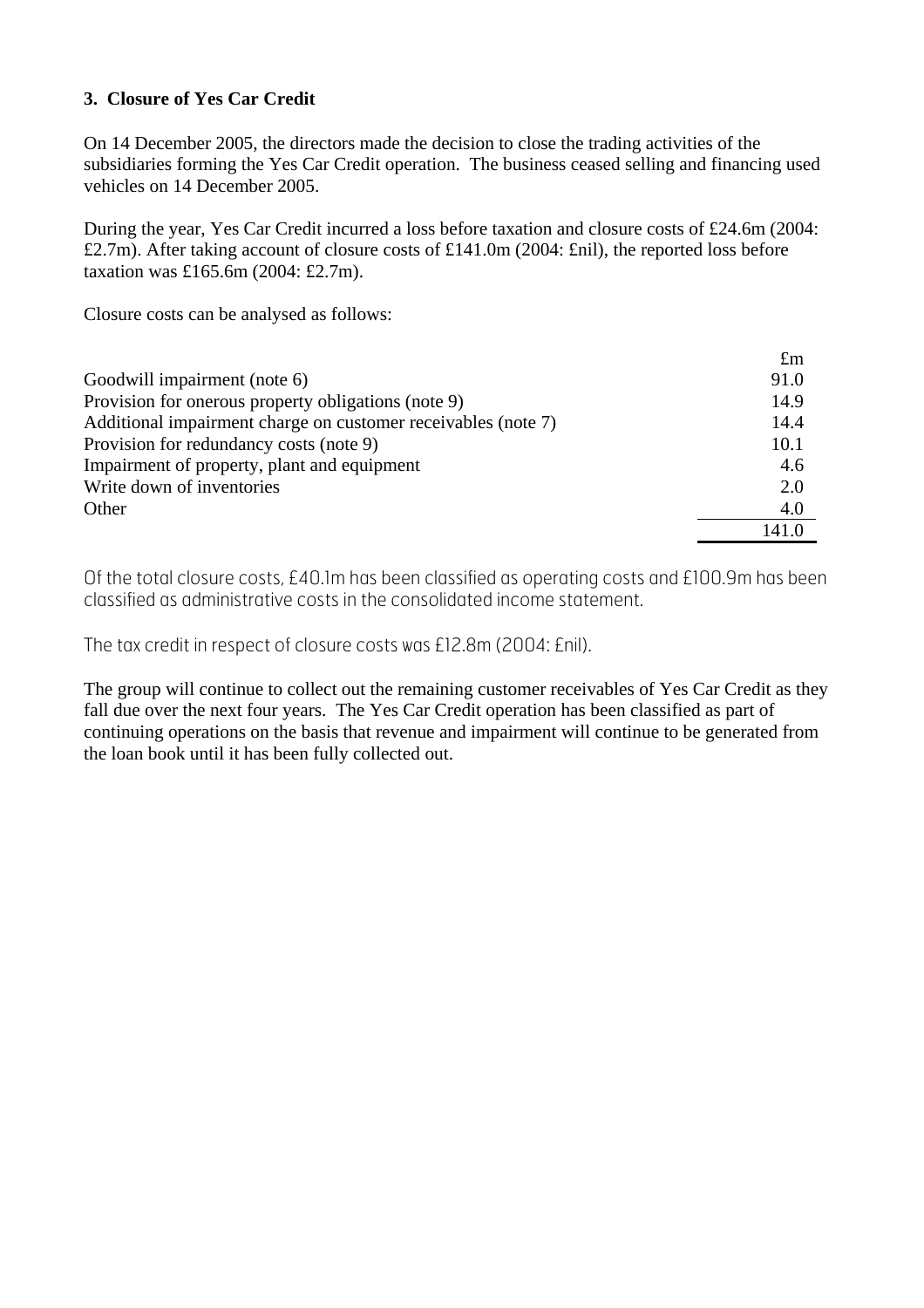### 3. Closure of Yes Car Credit

On 14 December 2005, the directors made the decision to close the trading activities of the subsidiaries forming the Yes Car Credit operation. The business ceased selling and financing used vehicles on 14 December 2005.

During the year, Yes Car Credit incurred a loss before taxation and closure costs of £24.6m (2004: £2.7m). After taking account of closure costs of £141.0m (2004: £nil), the reported loss before taxation was £165.6m (2004: £2.7m).

Closure costs can be analysed as follows:

| | £m |
|---|---|
| Goodwill impairment (note 6) | 91.0 |
| Provision for onerous property obligations (note 9) | 14.9 |
| Additional impairment charge on customer receivables (note 7) | 14.4 |
| Provision for redundancy costs (note 9) | 10.1 |
| Impairment of property, plant and equipment | 4.6 |
| Write down of inventories | 2.0 |
| Other | 4.0 |
| | 141.0 |

Of the total closure costs, £40.1m has been classified as operating costs and £100.9m has been classified as administrative costs in the consolidated income statement.

The tax credit in respect of closure costs was £12.8m (2004: £nil).

The group will continue to collect out the remaining customer receivables of Yes Car Credit as they fall due over the next four years. The Yes Car Credit operation has been classified as part of continuing operations on the basis that revenue and impairment will continue to be generated from the loan book until it has been fully collected out.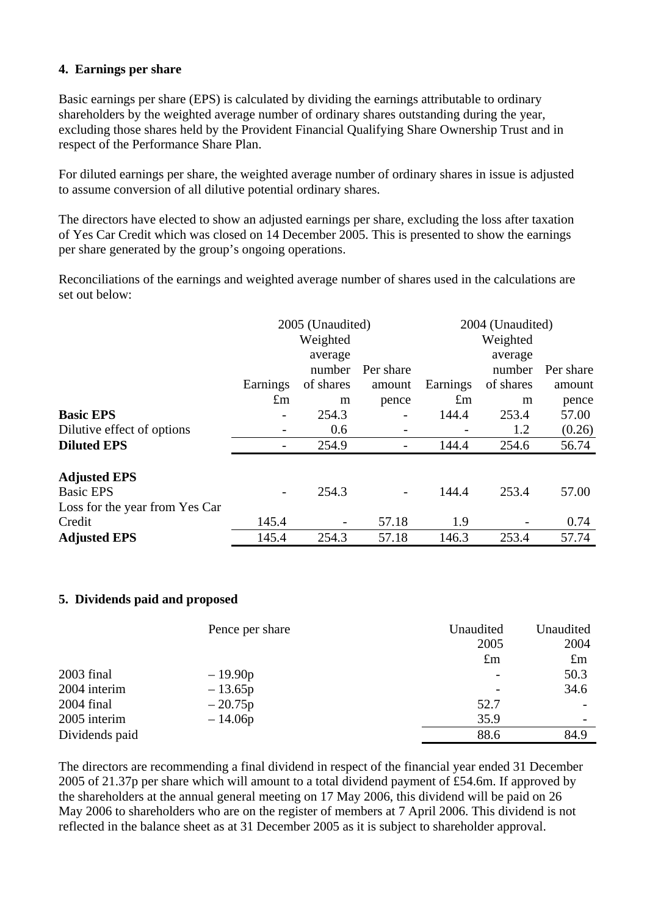### 4. Earnings per share

Basic earnings per share (EPS) is calculated by dividing the earnings attributable to ordinary shareholders by the weighted average number of ordinary shares outstanding during the year, excluding those shares held by the Provident Financial Qualifying Share Ownership Trust and in respect of the Performance Share Plan.

For diluted earnings per share, the weighted average number of ordinary shares in issue is adjusted to assume conversion of all dilutive potential ordinary shares.

The directors have elected to show an adjusted earnings per share, excluding the loss after taxation of Yes Car Credit which was closed on 14 December 2005. This is presented to show the earnings per share generated by the group's ongoing operations.

Reconciliations of the earnings and weighted average number of shares used in the calculations are set out below:

| | 2005 (Unaudited) | | | 2004 (Unaudited) | | |
|---|---|---|---|---|---|---|
| | Earnings £m | Weighted average number of shares m | Per share amount pence | Earnings £m | Weighted average number of shares m | Per share amount pence |
| **Basic EPS** | - | 254.3 | - | 144.4 | 253.4 | 57.00 |
| Dilutive effect of options | - | 0.6 | - | - | 1.2 | (0.26) |
| **Diluted EPS** | - | 254.9 | - | 144.4 | 254.6 | 56.74 |
| **Adjusted EPS** | | | | | | |
| Basic EPS | - | 254.3 | - | 144.4 | 253.4 | 57.00 |
| Loss for the year from Yes Car Credit | 145.4 | - | 57.18 | 1.9 | - | 0.74 |
| **Adjusted EPS** | 145.4 | 254.3 | 57.18 | 146.3 | 253.4 | 57.74 |

### 5. Dividends paid and proposed

| | Pence per share | Unaudited 2005 £m | Unaudited 2004 £m |
|---|---|---|---|
| 2003 final | – 19.90p | - | 50.3 |
| 2004 interim | – 13.65p | - | 34.6 |
| 2004 final | – 20.75p | 52.7 | - |
| 2005 interim | – 14.06p | 35.9 | - |
| Dividends paid | | 88.6 | 84.9 |

The directors are recommending a final dividend in respect of the financial year ended 31 December 2005 of 21.37p per share which will amount to a total dividend payment of £54.6m. If approved by the shareholders at the annual general meeting on 17 May 2006, this dividend will be paid on 26 May 2006 to shareholders who are on the register of members at 7 April 2006. This dividend is not reflected in the balance sheet as at 31 December 2005 as it is subject to shareholder approval.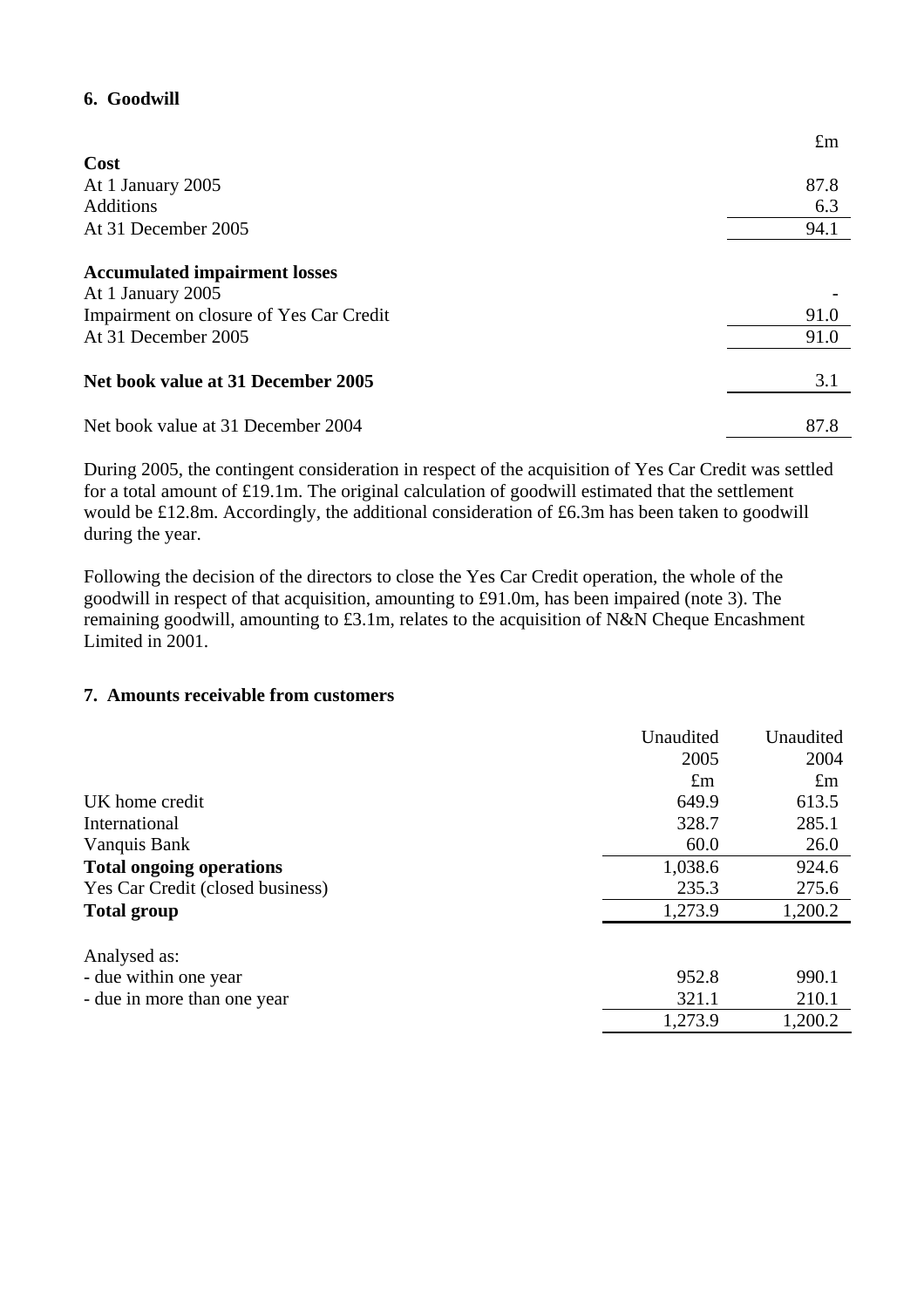## 6. Goodwill

| | £m |
|---|---|
| **Cost** | |
| At 1 January 2005 | 87.8 |
| Additions | 6.3 |
| At 31 December 2005 | 94.1 |
| | |
| **Accumulated impairment losses** | |
| At 1 January 2005 | - |
| Impairment on closure of Yes Car Credit | 91.0 |
| At 31 December 2005 | 91.0 |
| | |
| **Net book value at 31 December 2005** | 3.1 |
| | |
| Net book value at 31 December 2004 | 87.8 |

During 2005, the contingent consideration in respect of the acquisition of Yes Car Credit was settled for a total amount of £19.1m. The original calculation of goodwill estimated that the settlement would be £12.8m. Accordingly, the additional consideration of £6.3m has been taken to goodwill during the year.

Following the decision of the directors to close the Yes Car Credit operation, the whole of the goodwill in respect of that acquisition, amounting to £91.0m, has been impaired (note 3). The remaining goodwill, amounting to £3.1m, relates to the acquisition of N&N Cheque Encashment Limited in 2001.

## 7. Amounts receivable from customers

| | Unaudited 2005 | Unaudited 2004 |
|---|---|---|
| | £m | £m |
| UK home credit | 649.9 | 613.5 |
| International | 328.7 | 285.1 |
| Vanquis Bank | 60.0 | 26.0 |
| **Total ongoing operations** | 1,038.6 | 924.6 |
| Yes Car Credit (closed business) | 235.3 | 275.6 |
| **Total group** | 1,273.9 | 1,200.2 |
| | | |
| Analysed as: | | |
| - due within one year | 952.8 | 990.1 |
| - due in more than one year | 321.1 | 210.1 |
| | 1,273.9 | 1,200.2 |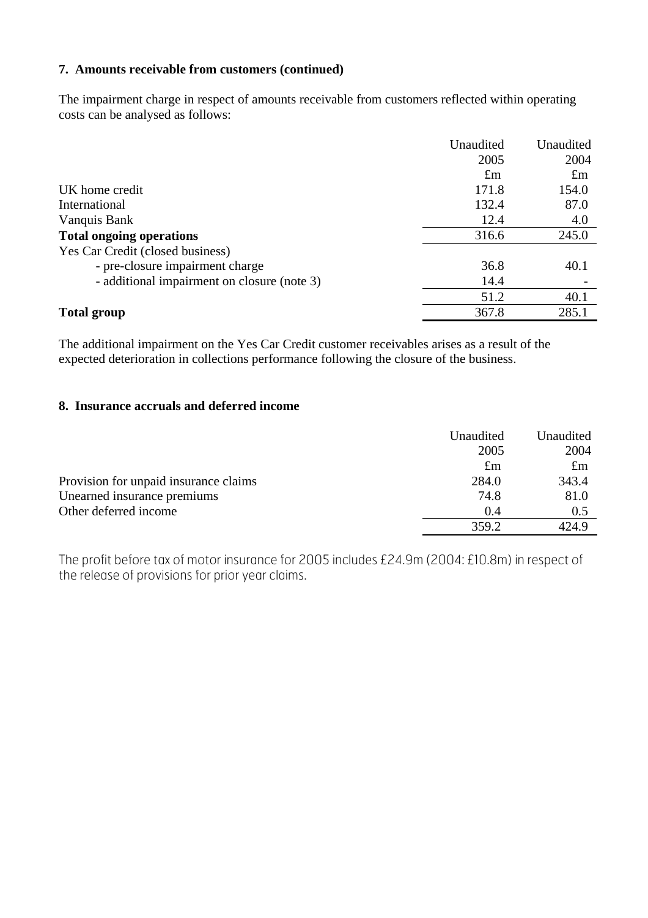### 7. Amounts receivable from customers (continued)

The impairment charge in respect of amounts receivable from customers reflected within operating costs can be analysed as follows:

| | Unaudited 2005 £m | Unaudited 2004 £m |
|---|---|---|
| UK home credit | 171.8 | 154.0 |
| International | 132.4 | 87.0 |
| Vanquis Bank | 12.4 | 4.0 |
| **Total ongoing operations** | 316.6 | 245.0 |
| Yes Car Credit (closed business) | | |
| - pre-closure impairment charge | 36.8 | 40.1 |
| - additional impairment on closure (note 3) | 14.4 | - |
| | 51.2 | 40.1 |
| **Total group** | 367.8 | 285.1 |

The additional impairment on the Yes Car Credit customer receivables arises as a result of the expected deterioration in collections performance following the closure of the business.

### 8. Insurance accruals and deferred income

| | Unaudited 2005 £m | Unaudited 2004 £m |
|---|---|---|
| Provision for unpaid insurance claims | 284.0 | 343.4 |
| Unearned insurance premiums | 74.8 | 81.0 |
| Other deferred income | 0.4 | 0.5 |
| | 359.2 | 424.9 |

The profit before tax of motor insurance for 2005 includes £24.9m (2004: £10.8m) in respect of the release of provisions for prior year claims.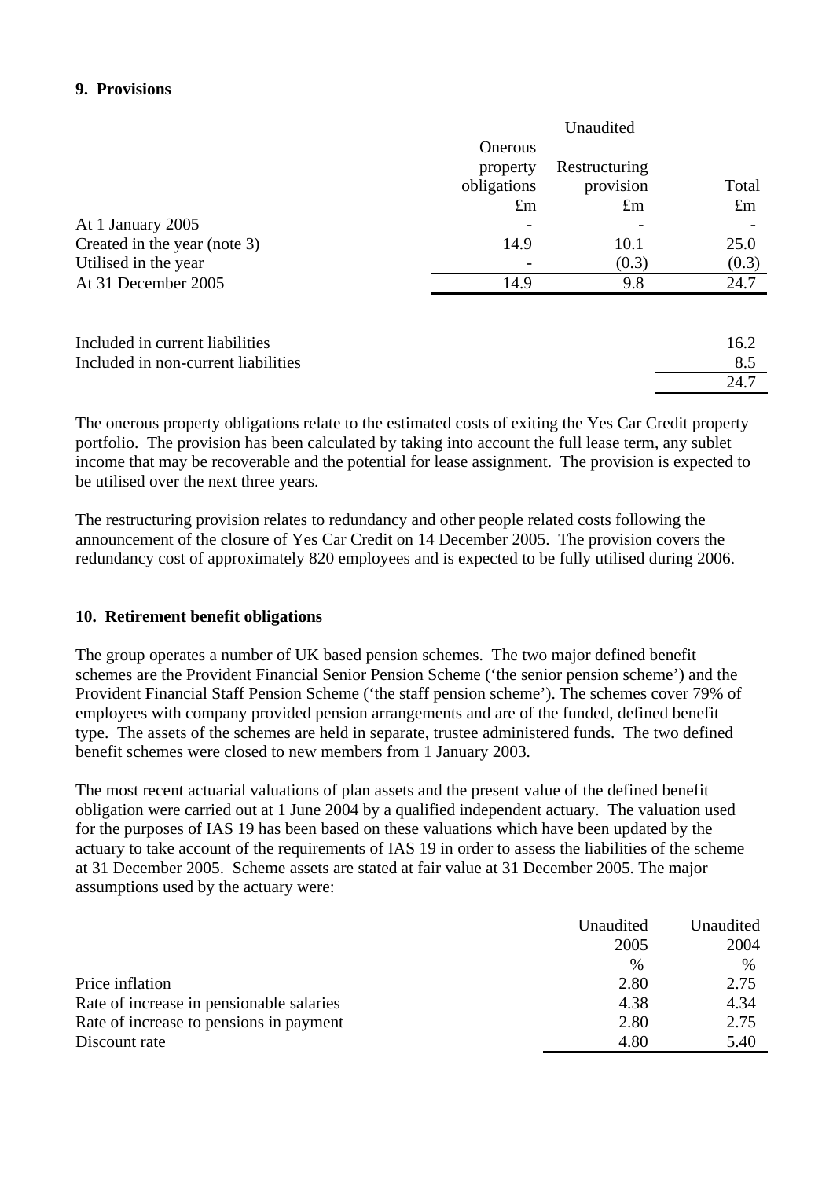## 9. Provisions

| | Unaudited | | |
|---|---|---|---|
| | Onerous property obligations | Restructuring provision | Total |
| | £m | £m | £m |
| At 1 January 2005 | - | - | - |
| Created in the year (note 3) | 14.9 | 10.1 | 25.0 |
| Utilised in the year | - | (0.3) | (0.3) |
| At 31 December 2005 | 14.9 | 9.8 | 24.7 |

| | |
|---|---|
| Included in current liabilities | 16.2 |
| Included in non-current liabilities | 8.5 |
| | 24.7 |

The onerous property obligations relate to the estimated costs of exiting the Yes Car Credit property portfolio. The provision has been calculated by taking into account the full lease term, any sublet income that may be recoverable and the potential for lease assignment. The provision is expected to be utilised over the next three years.

The restructuring provision relates to redundancy and other people related costs following the announcement of the closure of Yes Car Credit on 14 December 2005. The provision covers the redundancy cost of approximately 820 employees and is expected to be fully utilised during 2006.

## 10. Retirement benefit obligations

The group operates a number of UK based pension schemes. The two major defined benefit schemes are the Provident Financial Senior Pension Scheme ('the senior pension scheme') and the Provident Financial Staff Pension Scheme ('the staff pension scheme'). The schemes cover 79% of employees with company provided pension arrangements and are of the funded, defined benefit type. The assets of the schemes are held in separate, trustee administered funds. The two defined benefit schemes were closed to new members from 1 January 2003.

The most recent actuarial valuations of plan assets and the present value of the defined benefit obligation were carried out at 1 June 2004 by a qualified independent actuary. The valuation used for the purposes of IAS 19 has been based on these valuations which have been updated by the actuary to take account of the requirements of IAS 19 in order to assess the liabilities of the scheme at 31 December 2005. Scheme assets are stated at fair value at 31 December 2005. The major assumptions used by the actuary were:

| | Unaudited 2005 | Unaudited 2004 |
|---|---|---|
| | % | % |
| Price inflation | 2.80 | 2.75 |
| Rate of increase in pensionable salaries | 4.38 | 4.34 |
| Rate of increase to pensions in payment | 2.80 | 2.75 |
| Discount rate | 4.80 | 5.40 |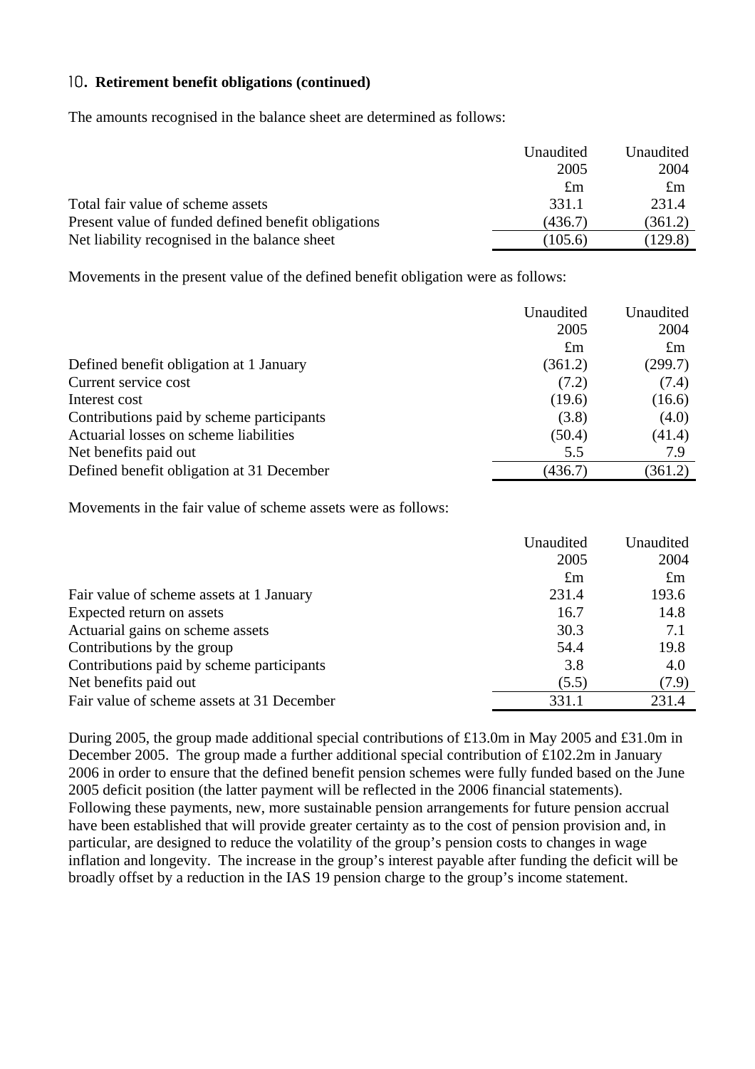10. **Retirement benefit obligations (continued)**

The amounts recognised in the balance sheet are determined as follows:

| | Unaudited 2005 £m | Unaudited 2004 £m |
|---|---|---|
| Total fair value of scheme assets | 331.1 | 231.4 |
| Present value of funded defined benefit obligations | (436.7) | (361.2) |
| Net liability recognised in the balance sheet | (105.6) | (129.8) |

Movements in the present value of the defined benefit obligation were as follows:

| | Unaudited 2005 £m | Unaudited 2004 £m |
|---|---|---|
| Defined benefit obligation at 1 January | (361.2) | (299.7) |
| Current service cost | (7.2) | (7.4) |
| Interest cost | (19.6) | (16.6) |
| Contributions paid by scheme participants | (3.8) | (4.0) |
| Actuarial losses on scheme liabilities | (50.4) | (41.4) |
| Net benefits paid out | 5.5 | 7.9 |
| Defined benefit obligation at 31 December | (436.7) | (361.2) |

Movements in the fair value of scheme assets were as follows:

| | Unaudited 2005 £m | Unaudited 2004 £m |
|---|---|---|
| Fair value of scheme assets at 1 January | 231.4 | 193.6 |
| Expected return on assets | 16.7 | 14.8 |
| Actuarial gains on scheme assets | 30.3 | 7.1 |
| Contributions by the group | 54.4 | 19.8 |
| Contributions paid by scheme participants | 3.8 | 4.0 |
| Net benefits paid out | (5.5) | (7.9) |
| Fair value of scheme assets at 31 December | 331.1 | 231.4 |

During 2005, the group made additional special contributions of £13.0m in May 2005 and £31.0m in December 2005. The group made a further additional special contribution of £102.2m in January 2006 in order to ensure that the defined benefit pension schemes were fully funded based on the June 2005 deficit position (the latter payment will be reflected in the 2006 financial statements). Following these payments, new, more sustainable pension arrangements for future pension accrual have been established that will provide greater certainty as to the cost of pension provision and, in particular, are designed to reduce the volatility of the group's pension costs to changes in wage inflation and longevity. The increase in the group's interest payable after funding the deficit will be broadly offset by a reduction in the IAS 19 pension charge to the group's income statement.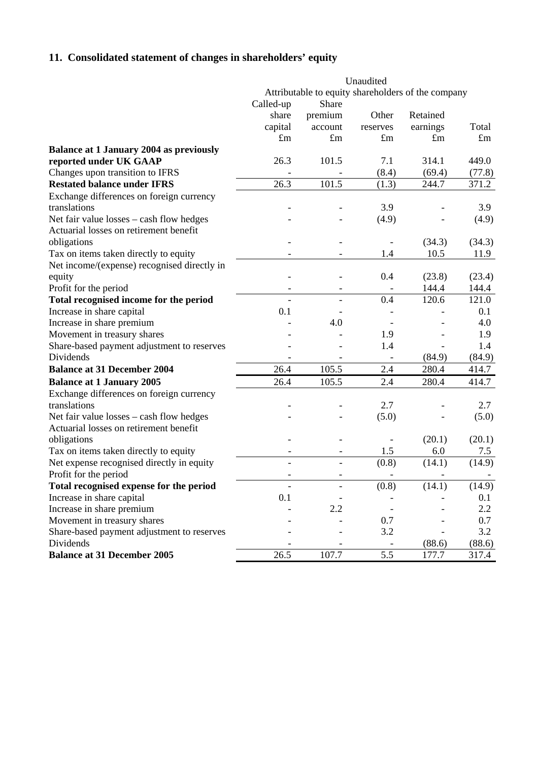## 11. Consolidated statement of changes in shareholders' equity

| | Unaudited | | | | |
|---|---|---|---|---|---|
| | Attributable to equity shareholders of the company | | | | |
| | Called-up share capital | Share premium account | Other reserves | Retained earnings | Total |
| | £m | £m | £m | £m | £m |
| **Balance at 1 January 2004 as previously reported under UK GAAP** | 26.3 | 101.5 | 7.1 | 314.1 | 449.0 |
| Changes upon transition to IFRS | - | - | (8.4) | (69.4) | (77.8) |
| **Restated balance under IFRS** | 26.3 | 101.5 | (1.3) | 244.7 | 371.2 |
| Exchange differences on foreign currency translations | - | - | 3.9 | - | 3.9 |
| Net fair value losses – cash flow hedges | - | - | (4.9) | - | (4.9) |
| Actuarial losses on retirement benefit obligations | - | - | - | (34.3) | (34.3) |
| Tax on items taken directly to equity | - | - | 1.4 | 10.5 | 11.9 |
| Net income/(expense) recognised directly in equity | - | - | 0.4 | (23.8) | (23.4) |
| Profit for the period | - | - | - | 144.4 | 144.4 |
| **Total recognised income for the period** | - | - | 0.4 | 120.6 | 121.0 |
| Increase in share capital | 0.1 | - | - | - | 0.1 |
| Increase in share premium | - | 4.0 | - | - | 4.0 |
| Movement in treasury shares | - | - | 1.9 | - | 1.9 |
| Share-based payment adjustment to reserves | - | - | 1.4 | - | 1.4 |
| Dividends | - | - | - | (84.9) | (84.9) |
| **Balance at 31 December 2004** | 26.4 | 105.5 | 2.4 | 280.4 | 414.7 |
| **Balance at 1 January 2005** | 26.4 | 105.5 | 2.4 | 280.4 | 414.7 |
| Exchange differences on foreign currency translations | - | - | 2.7 | - | 2.7 |
| Net fair value losses – cash flow hedges | - | - | (5.0) | - | (5.0) |
| Actuarial losses on retirement benefit obligations | - | - | - | (20.1) | (20.1) |
| Tax on items taken directly to equity | - | - | 1.5 | 6.0 | 7.5 |
| Net expense recognised directly in equity | - | - | (0.8) | (14.1) | (14.9) |
| Profit for the period | - | - | - | - | - |
| **Total recognised expense for the period** | - | - | (0.8) | (14.1) | (14.9) |
| Increase in share capital | 0.1 | - | - | - | 0.1 |
| Increase in share premium | - | 2.2 | - | - | 2.2 |
| Movement in treasury shares | - | - | 0.7 | - | 0.7 |
| Share-based payment adjustment to reserves | - | - | 3.2 | - | 3.2 |
| Dividends | - | - | - | (88.6) | (88.6) |
| **Balance at 31 December 2005** | 26.5 | 107.7 | 5.5 | 177.7 | 317.4 |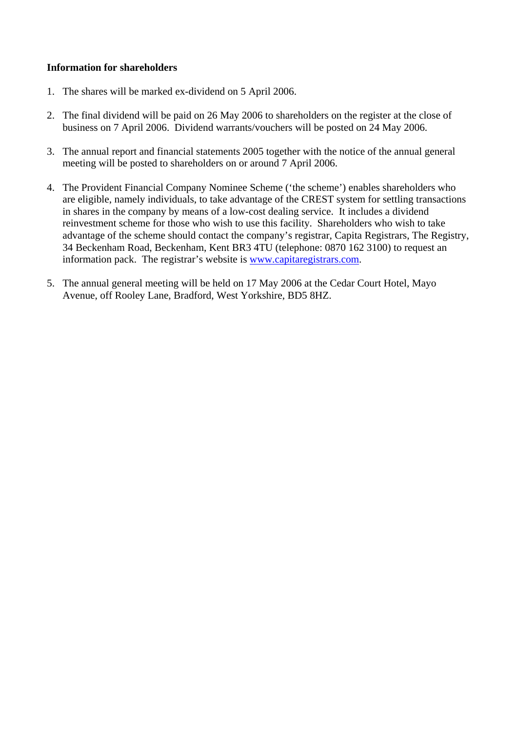**Information for shareholders**

1. The shares will be marked ex-dividend on 5 April 2006.

2. The final dividend will be paid on 26 May 2006 to shareholders on the register at the close of business on 7 April 2006. Dividend warrants/vouchers will be posted on 24 May 2006.

3. The annual report and financial statements 2005 together with the notice of the annual general meeting will be posted to shareholders on or around 7 April 2006.

4. The Provident Financial Company Nominee Scheme ('the scheme') enables shareholders who are eligible, namely individuals, to take advantage of the CREST system for settling transactions in shares in the company by means of a low-cost dealing service. It includes a dividend reinvestment scheme for those who wish to use this facility. Shareholders who wish to take advantage of the scheme should contact the company's registrar, Capita Registrars, The Registry, 34 Beckenham Road, Beckenham, Kent BR3 4TU (telephone: 0870 162 3100) to request an information pack. The registrar's website is www.capitaregistrars.com.

5. The annual general meeting will be held on 17 May 2006 at the Cedar Court Hotel, Mayo Avenue, off Rooley Lane, Bradford, West Yorkshire, BD5 8HZ.